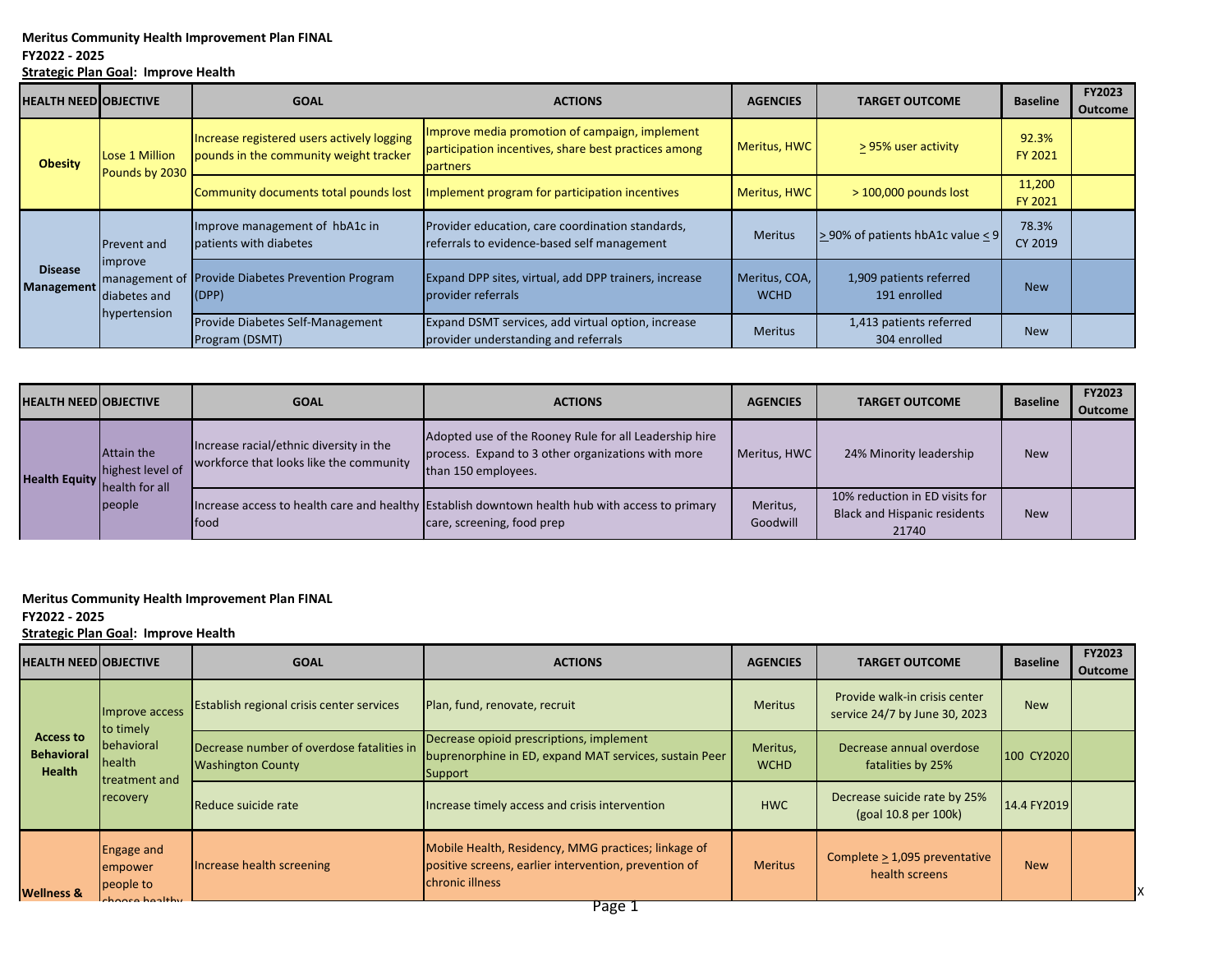**Meritus Community Health Improvement Plan FINAL**
**FY2022 - 2025**
**Strategic Plan Goal: Improve Health**

| HEALTH NEED | OBJECTIVE | GOAL | ACTIONS | AGENCIES | TARGET OUTCOME | Baseline | FY2023 Outcome |
|---|---|---|---|---|---|---|---|
| **Obesity** | Lose 1 Million Pounds by 2030 | Increase registered users actively logging pounds in the community weight tracker | Improve media promotion of campaign, implement participation incentives, share best practices among partners | Meritus, HWC | ≥ 95% user activity | 92.3% FY 2021 | |
| | | Community documents total pounds lost | Implement program for participation incentives | Meritus, HWC | > 100,000 pounds lost | 11,200 FY 2021 | |
| **Disease Management** | Prevent and improve management of diabetes and hypertension | Improve management of hbA1c in patients with diabetes | Provider education, care coordination standards, referrals to evidence-based self management | Meritus | ≥ 90% of patients hbA1c value ≤ 9 | 78.3% CY 2019 | |
| | | Provide Diabetes Prevention Program (DPP) | Expand DPP sites, virtual, add DPP trainers, increase provider referrals | Meritus, COA, WCHD | 1,909 patients referred 191 enrolled | New | |
| | | Provide Diabetes Self-Management Program (DSMT) | Expand DSMT services, add virtual option, increase provider understanding and referrals | Meritus | 1,413 patients referred 304 enrolled | New | |

| HEALTH NEED | OBJECTIVE | GOAL | ACTIONS | AGENCIES | TARGET OUTCOME | Baseline | FY2023 Outcome |
|---|---|---|---|---|---|---|---|
| **Health Equity** | Attain the highest level of health for all people | Increase racial/ethnic diversity in the workforce that looks like the community | Adopted use of the Rooney Rule for all Leadership hire process. Expand to 3 other organizations with more than 150 employees. | Meritus, HWC | 24% Minority leadership | New | |
| | | Increase access to health care and healthy food | Establish downtown health hub with access to primary care, screening, food prep | Meritus, Goodwill | 10% reduction in ED visits for Black and Hispanic residents 21740 | New | |

**Meritus Community Health Improvement Plan FINAL**
**FY2022 - 2025**
**Strategic Plan Goal: Improve Health**

| HEALTH NEED | OBJECTIVE | GOAL | ACTIONS | AGENCIES | TARGET OUTCOME | Baseline | FY2023 Outcome |
|---|---|---|---|---|---|---|---|
| **Access to Behavioral Health** | Improve access to timely behavioral health treatment and recovery | Establish regional crisis center services | Plan, fund, renovate, recruit | Meritus | Provide walk-in crisis center service 24/7 by June 30, 2023 | New | |
| | | Decrease number of overdose fatalities in Washington County | Decrease opioid prescriptions, implement buprenorphine in ED, expand MAT services, sustain Peer Support | Meritus, WCHD | Decrease annual overdose fatalities by 25% | 100 CY2020 | |
| | | Reduce suicide rate | Increase timely access and crisis intervention | HWC | Decrease suicide rate by 25% (goal 10.8 per 100k) | 14.4 FY2019 | |
| **Wellness &** | Engage and empower people to choose healthy | Increase health screening | Mobile Health, Residency, MMG practices; linkage of positive screens, earlier intervention, prevention of chronic illness | Meritus | Complete ≥ 1,095 preventative health screens | New | |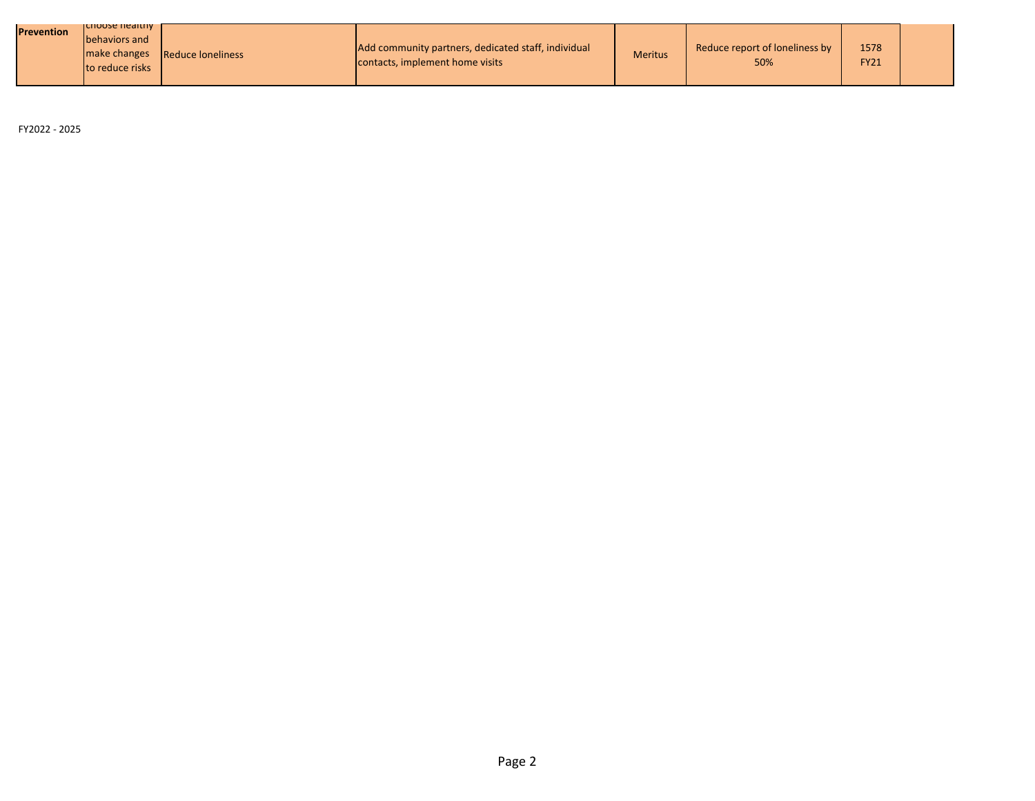| | | | | | | | |
|---|---|---|---|---|---|---|---|
| **Prevention** | choose healthy behaviors and make changes to reduce risks | Reduce loneliness | Add community partners, dedicated staff, individual contacts, implement home visits | Meritus | Reduce report of loneliness by 50% | 1578 FY21 | |

FY2022 - 2025